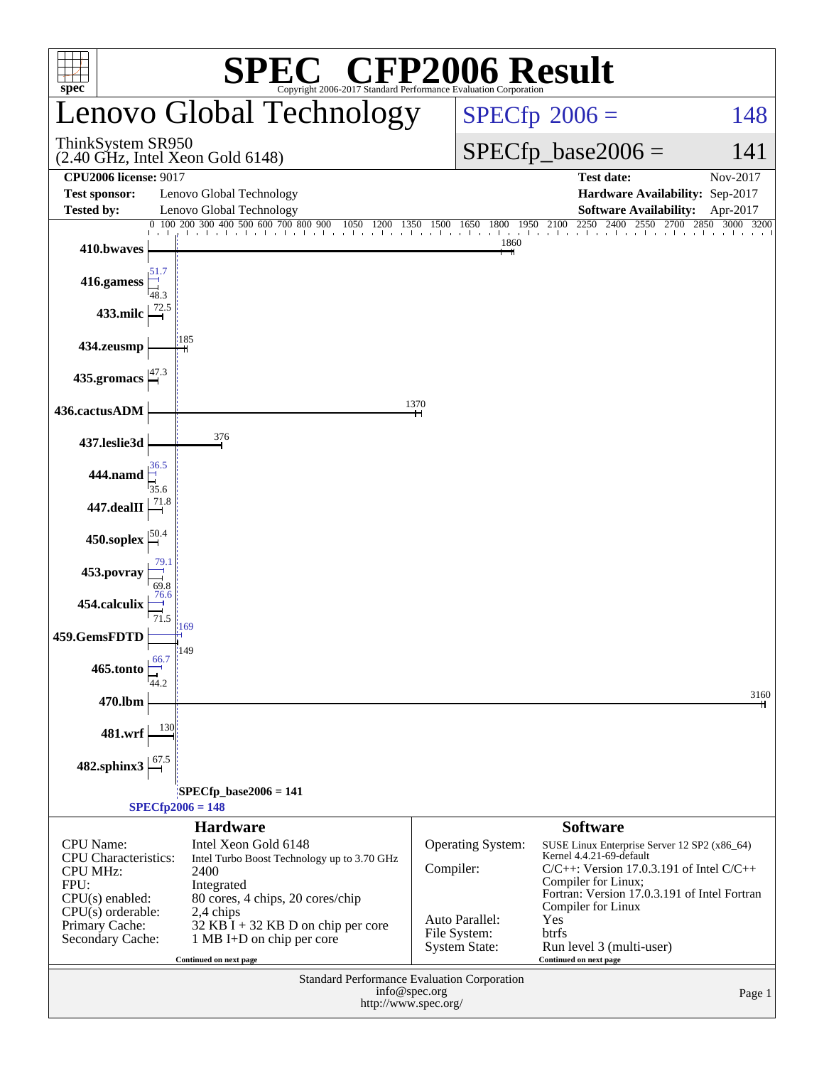# SPEC® CFP2006 Result

Copyright 2006-2017 Standard Performance Evaluation Corporation

## Lenovo Global Technology

ThinkSystem SR950
(2.40 GHz, Intel Xeon Gold 6148)

SPECfp 2006 = 148

SPECfp_base2006 = 141

| | | | |
|---|---|---|---|
| **CPU2006 license:** 9017 | | **Test date:** | Nov-2017 |
| **Test sponsor:** | Lenovo Global Technology | **Hardware Availability:** | Sep-2017 |
| **Tested by:** | Lenovo Global Technology | **Software Availability:** | Apr-2017 |

| Benchmark | Peak | Base |
|---|---|---|
| 410.bwaves | | 1860 |
| 416.gamess | 51.7 | 48.3 |
| 433.milc | | 72.5 |
| 434.zeusmp | | 185 |
| 435.gromacs | | 47.3 |
| 436.cactusADM | | 1370 |
| 437.leslie3d | | 376 |
| 444.namd | 36.5 | 35.6 |
| 447.dealII | | 71.8 |
| 450.soplex | | 50.4 |
| 453.povray | 79.1 | 69.8 |
| 454.calculix | 76.6 | 71.5 |
| 459.GemsFDTD | 169 | 149 |
| 465.tonto | 66.7 | 44.2 |
| 470.lbm | | 3160 |
| 481.wrf | | 130 |
| 482.sphinx3 | | 67.5 |

SPECfp_base2006 = 141

SPECfp2006 = 148

### Hardware

| | |
|---|---|
| CPU Name: | Intel Xeon Gold 6148 |
| CPU Characteristics: | Intel Turbo Boost Technology up to 3.70 GHz |
| CPU MHz: | 2400 |
| FPU: | Integrated |
| CPU(s) enabled: | 80 cores, 4 chips, 20 cores/chip |
| CPU(s) orderable: | 2,4 chips |
| Primary Cache: | 32 KB I + 32 KB D on chip per core |
| Secondary Cache: | 1 MB I+D on chip per core |

Continued on next page

### Software

| | |
|---|---|
| Operating System: | SUSE Linux Enterprise Server 12 SP2 (x86_64) Kernel 4.4.21-69-default |
| Compiler: | C/C++: Version 17.0.3.191 of Intel C/C++ Compiler for Linux; Fortran: Version 17.0.3.191 of Intel Fortran Compiler for Linux |
| Auto Parallel: | Yes |
| File System: | btrfs |
| System State: | Run level 3 (multi-user) |

Continued on next page

Standard Performance Evaluation Corporation
info@spec.org
http://www.spec.org/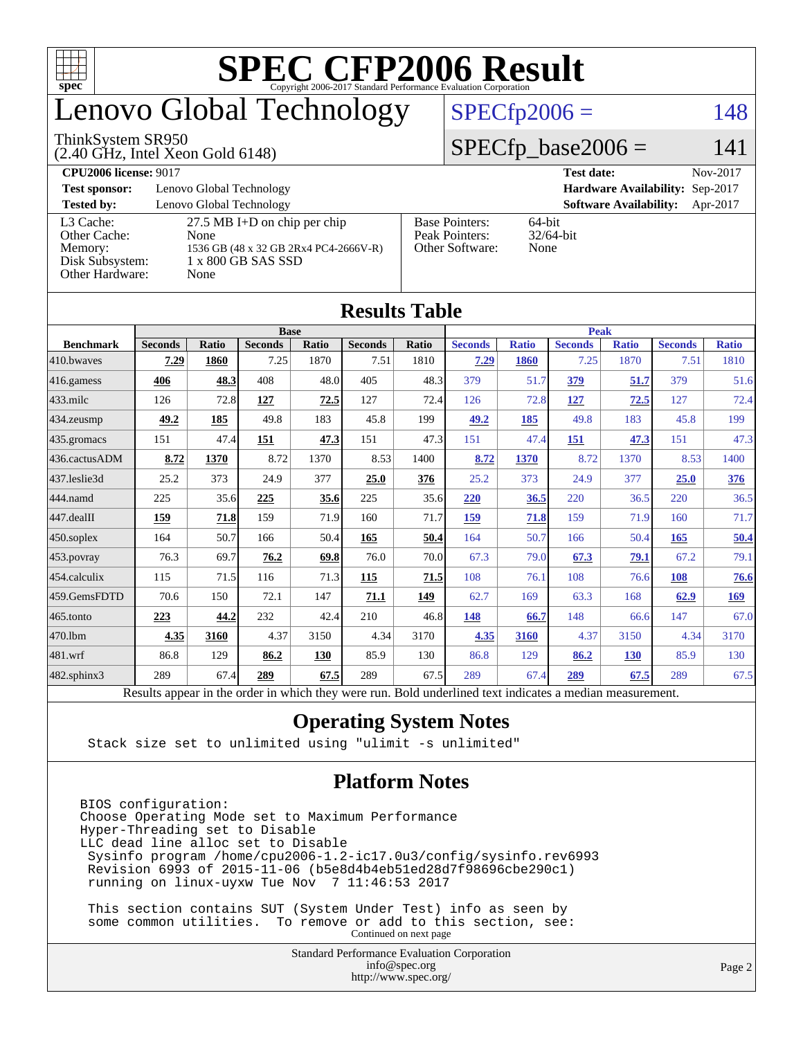# SPEC CFP2006 Result

Copyright 2006-2017 Standard Performance Evaluation Corporation

## Lenovo Global Technology

ThinkSystem SR950
(2.40 GHz, Intel Xeon Gold 6148)

SPECfp2006 = 148

SPECfp_base2006 = 141

| | | | |
|---|---|---|---|
| **CPU2006 license:** 9017 | | **Test date:** | Nov-2017 |
| **Test sponsor:** | Lenovo Global Technology | **Hardware Availability:** | Sep-2017 |
| **Tested by:** | Lenovo Global Technology | **Software Availability:** | Apr-2017 |

| | |
|---|---|
| L3 Cache: | 27.5 MB I+D on chip per chip |
| Other Cache: | None |
| Memory: | 1536 GB (48 x 32 GB 2Rx4 PC4-2666V-R) |
| Disk Subsystem: | 1 x 800 GB SAS SSD |
| Other Hardware: | None |

| | |
|---|---|
| Base Pointers: | 64-bit |
| Peak Pointers: | 32/64-bit |
| Other Software: | None |

## Results Table

| | Base | | | | | | Peak | | | | | |
|---|---|---|---|---|---|---|---|---|---|---|---|---|
| **Benchmark** | **Seconds** | **Ratio** | **Seconds** | **Ratio** | **Seconds** | **Ratio** | **Seconds** | **Ratio** | **Seconds** | **Ratio** | **Seconds** | **Ratio** |
| 410.bwaves | **7.29** | **1860** | 7.25 | 1870 | 7.51 | 1810 | **7.29** | **1860** | 7.25 | 1870 | 7.51 | 1810 |
| 416.gamess | **406** | **48.3** | 408 | 48.0 | 405 | 48.3 | 379 | 51.7 | **379** | **51.7** | 379 | 51.6 |
| 433.milc | 126 | 72.8 | **127** | **72.5** | 127 | 72.4 | 126 | 72.8 | **127** | **72.5** | 127 | 72.4 |
| 434.zeusmp | **49.2** | **185** | 49.8 | 183 | 45.8 | 199 | **49.2** | **185** | 49.8 | 183 | 45.8 | 199 |
| 435.gromacs | 151 | 47.4 | **151** | **47.3** | 151 | 47.3 | 151 | 47.4 | **151** | **47.3** | 151 | 47.3 |
| 436.cactusADM | **8.72** | **1370** | 8.72 | 1370 | 8.53 | 1400 | **8.72** | **1370** | 8.72 | 1370 | 8.53 | 1400 |
| 437.leslie3d | 25.2 | 373 | 24.9 | 377 | **25.0** | **376** | 25.2 | 373 | 24.9 | 377 | **25.0** | **376** |
| 444.namd | 225 | 35.6 | **225** | **35.6** | 225 | 35.6 | **220** | **36.5** | 220 | 36.5 | 220 | 36.5 |
| 447.dealII | **159** | **71.8** | 159 | 71.9 | 160 | 71.7 | **159** | **71.8** | 159 | 71.9 | 160 | 71.7 |
| 450.soplex | 164 | 50.7 | 166 | 50.4 | **165** | **50.4** | 164 | 50.7 | 166 | 50.4 | **165** | **50.4** |
| 453.povray | 76.3 | 69.7 | **76.2** | **69.8** | 76.0 | 70.0 | 67.3 | 79.0 | **67.3** | **79.1** | 67.2 | 79.1 |
| 454.calculix | 115 | 71.5 | 116 | 71.3 | **115** | **71.5** | 108 | 76.1 | 108 | 76.6 | **108** | **76.6** |
| 459.GemsFDTD | 70.6 | 150 | 72.1 | 147 | **71.1** | **149** | 62.7 | 169 | 63.3 | 168 | **62.9** | **169** |
| 465.tonto | **223** | **44.2** | 232 | 42.4 | 210 | 46.8 | **148** | **66.7** | 148 | 66.6 | 147 | 67.0 |
| 470.lbm | **4.35** | **3160** | 4.37 | 3150 | 4.34 | 3170 | **4.35** | **3160** | 4.37 | 3150 | 4.34 | 3170 |
| 481.wrf | 86.8 | 129 | **86.2** | **130** | 85.9 | 130 | 86.8 | 129 | **86.2** | **130** | 85.9 | 130 |
| 482.sphinx3 | 289 | 67.4 | **289** | **67.5** | 289 | 67.5 | 289 | 67.4 | **289** | **67.5** | 289 | 67.5 |

Results appear in the order in which they were run. Bold underlined text indicates a median measurement.

## Operating System Notes

```
Stack size set to unlimited using "ulimit -s unlimited"
```

## Platform Notes

```
BIOS configuration:
Choose Operating Mode set to Maximum Performance
Hyper-Threading set to Disable
LLC dead line alloc set to Disable
 Sysinfo program /home/cpu2006-1.2-ic17.0u3/config/sysinfo.rev6993
 Revision 6993 of 2015-11-06 (b5e8d4b4eb51ed28d7f98696cbe290c1)
 running on linux-uyxw Tue Nov  7 11:46:53 2017

 This section contains SUT (System Under Test) info as seen by
 some common utilities.  To remove or add to this section, see:
```

Continued on next page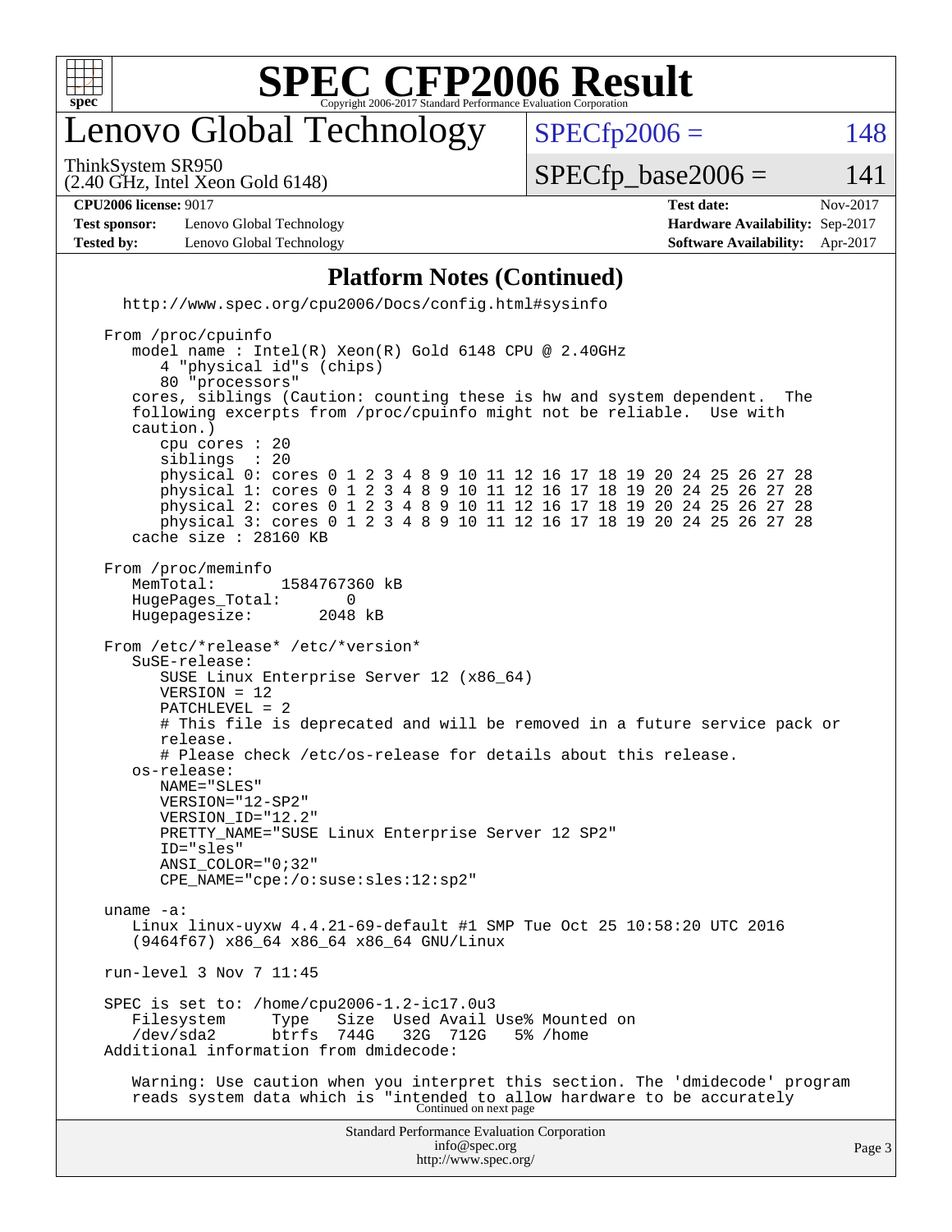# SPEC CFP2006 Result

Copyright 2006-2017 Standard Performance Evaluation Corporation

## Lenovo Global Technology

ThinkSystem SR950
(2.40 GHz, Intel Xeon Gold 6148)

SPECfp2006 = 148

SPECfp_base2006 = 141

| **CPU2006 license:** 9017 | | **Test date:** | Nov-2017 |
|---|---|---|---|
| **Test sponsor:** | Lenovo Global Technology | **Hardware Availability:** | Sep-2017 |
| **Tested by:** | Lenovo Global Technology | **Software Availability:** | Apr-2017 |

### Platform Notes (Continued)

```
   http://www.spec.org/cpu2006/Docs/config.html#sysinfo

 From /proc/cpuinfo
    model name : Intel(R) Xeon(R) Gold 6148 CPU @ 2.40GHz
       4 "physical id"s (chips)
       80 "processors"
    cores, siblings (Caution: counting these is hw and system dependent.  The
    following excerpts from /proc/cpuinfo might not be reliable.  Use with
    caution.)
       cpu cores : 20
       siblings  : 20
       physical 0: cores 0 1 2 3 4 8 9 10 11 12 16 17 18 19 20 24 25 26 27 28
       physical 1: cores 0 1 2 3 4 8 9 10 11 12 16 17 18 19 20 24 25 26 27 28
       physical 2: cores 0 1 2 3 4 8 9 10 11 12 16 17 18 19 20 24 25 26 27 28
       physical 3: cores 0 1 2 3 4 8 9 10 11 12 16 17 18 19 20 24 25 26 27 28
    cache size : 28160 KB

 From /proc/meminfo
    MemTotal:       1584767360 kB
    HugePages_Total:       0
    Hugepagesize:       2048 kB

 From /etc/*release* /etc/*version*
    SuSE-release:
       SUSE Linux Enterprise Server 12 (x86_64)
       VERSION = 12
       PATCHLEVEL = 2
       # This file is deprecated and will be removed in a future service pack or
       release.
       # Please check /etc/os-release for details about this release.
    os-release:
       NAME="SLES"
       VERSION="12-SP2"
       VERSION_ID="12.2"
       PRETTY_NAME="SUSE Linux Enterprise Server 12 SP2"
       ID="sles"
       ANSI_COLOR="0;32"
       CPE_NAME="cpe:/o:suse:sles:12:sp2"

 uname -a:
    Linux linux-uyxw 4.4.21-69-default #1 SMP Tue Oct 25 10:58:20 UTC 2016
    (9464f67) x86_64 x86_64 x86_64 GNU/Linux

 run-level 3 Nov 7 11:45

 SPEC is set to: /home/cpu2006-1.2-ic17.0u3
    Filesystem     Type   Size  Used Avail Use% Mounted on
    /dev/sda2      btrfs  744G   32G  712G   5% /home
 Additional information from dmidecode:

    Warning: Use caution when you interpret this section. The 'dmidecode' program
    reads system data which is "intended to allow hardware to be accurately
```

Continued on next page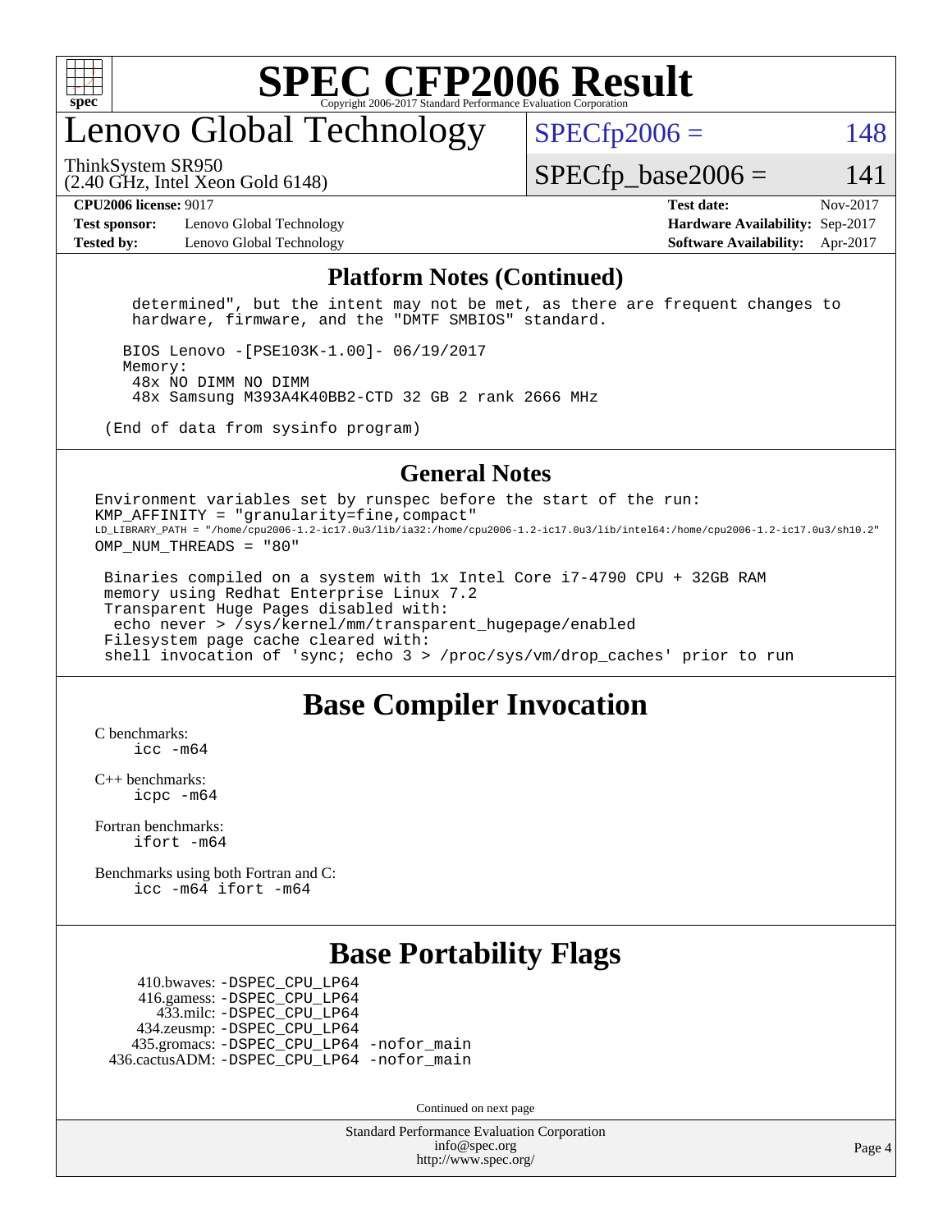# SPEC CFP2006 Result

Copyright 2006-2017 Standard Performance Evaluation Corporation

## Lenovo Global Technology

ThinkSystem SR950
(2.40 GHz, Intel Xeon Gold 6148)

SPECfp2006 = 148

SPECfp_base2006 = 141

**CPU2006 license:** 9017
**Test sponsor:** Lenovo Global Technology
**Tested by:** Lenovo Global Technology

**Test date:** Nov-2017
**Hardware Availability:** Sep-2017
**Software Availability:** Apr-2017

## Platform Notes (Continued)

```
   determined", but the intent may not be met, as there are frequent changes to
   hardware, firmware, and the "DMTF SMBIOS" standard.

  BIOS Lenovo -[PSE103K-1.00]- 06/19/2017
  Memory:
   48x NO DIMM NO DIMM
   48x Samsung M393A4K40BB2-CTD 32 GB 2 rank 2666 MHz

(End of data from sysinfo program)
```

## General Notes

```
Environment variables set by runspec before the start of the run:
KMP_AFFINITY = "granularity=fine,compact"
LD_LIBRARY_PATH = "/home/cpu2006-1.2-ic17.0u3/lib/ia32:/home/cpu2006-1.2-ic17.0u3/lib/intel64:/home/cpu2006-1.2-ic17.0u3/sh10.2"
OMP_NUM_THREADS = "80"

 Binaries compiled on a system with 1x Intel Core i7-4790 CPU + 32GB RAM
 memory using Redhat Enterprise Linux 7.2
 Transparent Huge Pages disabled with:
  echo never > /sys/kernel/mm/transparent_hugepage/enabled
 Filesystem page cache cleared with:
 shell invocation of 'sync; echo 3 > /proc/sys/vm/drop_caches' prior to run
```

## Base Compiler Invocation

C benchmarks:
icc -m64

C++ benchmarks:
icpc -m64

Fortran benchmarks:
ifort -m64

Benchmarks using both Fortran and C:
icc -m64 ifort -m64

## Base Portability Flags

410.bwaves: -DSPEC_CPU_LP64
416.gamess: -DSPEC_CPU_LP64
433.milc: -DSPEC_CPU_LP64
434.zeusmp: -DSPEC_CPU_LP64
435.gromacs: -DSPEC_CPU_LP64 -nofor_main
436.cactusADM: -DSPEC_CPU_LP64 -nofor_main

Continued on next page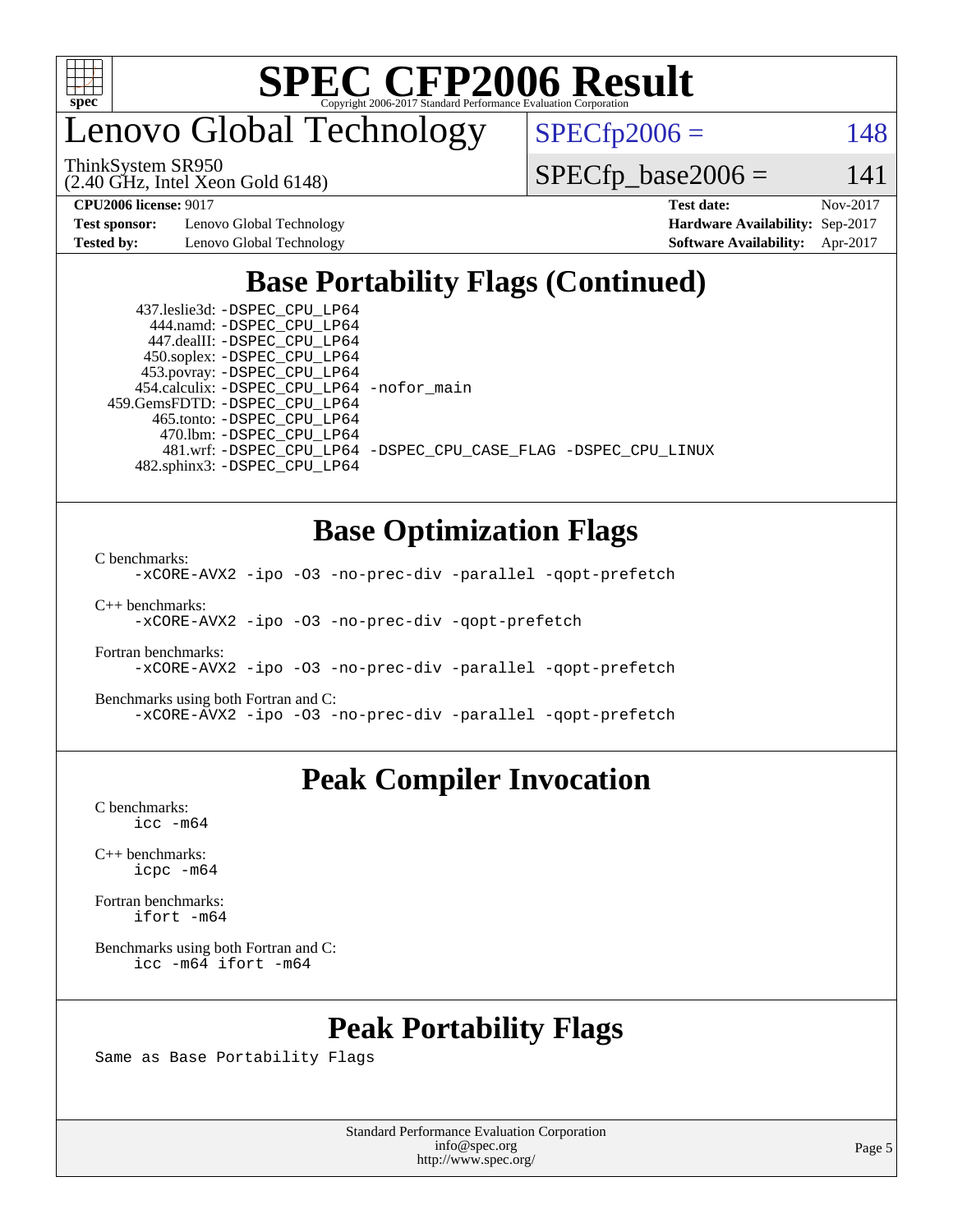# Lenovo Global Technology

ThinkSystem SR950
(2.40 GHz, Intel Xeon Gold 6148)

SPECfp2006 = 148

SPECfp_base2006 = 141

**CPU2006 license:** 9017
**Test sponsor:** Lenovo Global Technology
**Tested by:** Lenovo Global Technology

**Test date:** Nov-2017
**Hardware Availability:** Sep-2017
**Software Availability:** Apr-2017

## Base Portability Flags (Continued)

```
  437.leslie3d: -DSPEC_CPU_LP64
      444.namd: -DSPEC_CPU_LP64
    447.dealII: -DSPEC_CPU_LP64
    450.soplex: -DSPEC_CPU_LP64
    453.povray: -DSPEC_CPU_LP64
  454.calculix: -DSPEC_CPU_LP64 -nofor_main
459.GemsFDTD: -DSPEC_CPU_LP64
     465.tonto: -DSPEC_CPU_LP64
       470.lbm: -DSPEC_CPU_LP64
       481.wrf: -DSPEC_CPU_LP64 -DSPEC_CPU_CASE_FLAG -DSPEC_CPU_LINUX
   482.sphinx3: -DSPEC_CPU_LP64
```

## Base Optimization Flags

C benchmarks:
```
-xCORE-AVX2 -ipo -O3 -no-prec-div -parallel -qopt-prefetch
```

C++ benchmarks:
```
-xCORE-AVX2 -ipo -O3 -no-prec-div -qopt-prefetch
```

Fortran benchmarks:
```
-xCORE-AVX2 -ipo -O3 -no-prec-div -parallel -qopt-prefetch
```

Benchmarks using both Fortran and C:
```
-xCORE-AVX2 -ipo -O3 -no-prec-div -parallel -qopt-prefetch
```

## Peak Compiler Invocation

C benchmarks:
```
icc -m64
```

C++ benchmarks:
```
icpc -m64
```

Fortran benchmarks:
```
ifort -m64
```

Benchmarks using both Fortran and C:
```
icc -m64 ifort -m64
```

## Peak Portability Flags

Same as Base Portability Flags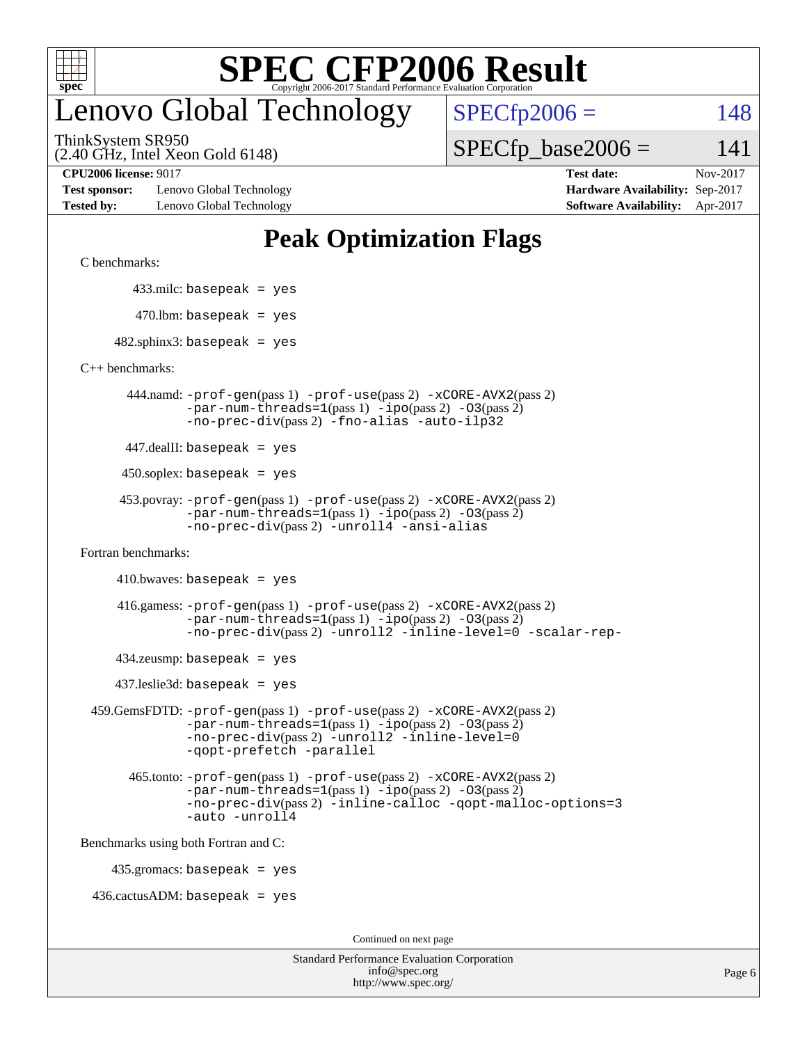# SPEC CFP2006 Result

Copyright 2006-2017 Standard Performance Evaluation Corporation

# Lenovo Global Technology

ThinkSystem SR950
(2.40 GHz, Intel Xeon Gold 6148)

SPECfp2006 = 148

SPECfp_base2006 = 141

**CPU2006 license:** 9017
**Test sponsor:** Lenovo Global Technology
**Tested by:** Lenovo Global Technology

**Test date:** Nov-2017
**Hardware Availability:** Sep-2017
**Software Availability:** Apr-2017

## Peak Optimization Flags

C benchmarks:

433.milc: basepeak = yes

470.lbm: basepeak = yes

482.sphinx3: basepeak = yes

C++ benchmarks:

444.namd: -prof-gen(pass 1) -prof-use(pass 2) -xCORE-AVX2(pass 2) -par-num-threads=1(pass 1) -ipo(pass 2) -O3(pass 2) -no-prec-div(pass 2) -fno-alias -auto-ilp32

447.dealII: basepeak = yes

450.soplex: basepeak = yes

453.povray: -prof-gen(pass 1) -prof-use(pass 2) -xCORE-AVX2(pass 2) -par-num-threads=1(pass 1) -ipo(pass 2) -O3(pass 2) -no-prec-div(pass 2) -unroll4 -ansi-alias

Fortran benchmarks:

410.bwaves: basepeak = yes

416.gamess: -prof-gen(pass 1) -prof-use(pass 2) -xCORE-AVX2(pass 2) -par-num-threads=1(pass 1) -ipo(pass 2) -O3(pass 2) -no-prec-div(pass 2) -unroll2 -inline-level=0 -scalar-rep-

434.zeusmp: basepeak = yes

437.leslie3d: basepeak = yes

459.GemsFDTD: -prof-gen(pass 1) -prof-use(pass 2) -xCORE-AVX2(pass 2) -par-num-threads=1(pass 1) -ipo(pass 2) -O3(pass 2) -no-prec-div(pass 2) -unroll2 -inline-level=0 -qopt-prefetch -parallel

465.tonto: -prof-gen(pass 1) -prof-use(pass 2) -xCORE-AVX2(pass 2) -par-num-threads=1(pass 1) -ipo(pass 2) -O3(pass 2) -no-prec-div(pass 2) -inline-calloc -qopt-malloc-options=3 -auto -unroll4

Benchmarks using both Fortran and C:

435.gromacs: basepeak = yes

436.cactusADM: basepeak = yes

Continued on next page

Standard Performance Evaluation Corporation
info@spec.org
http://www.spec.org/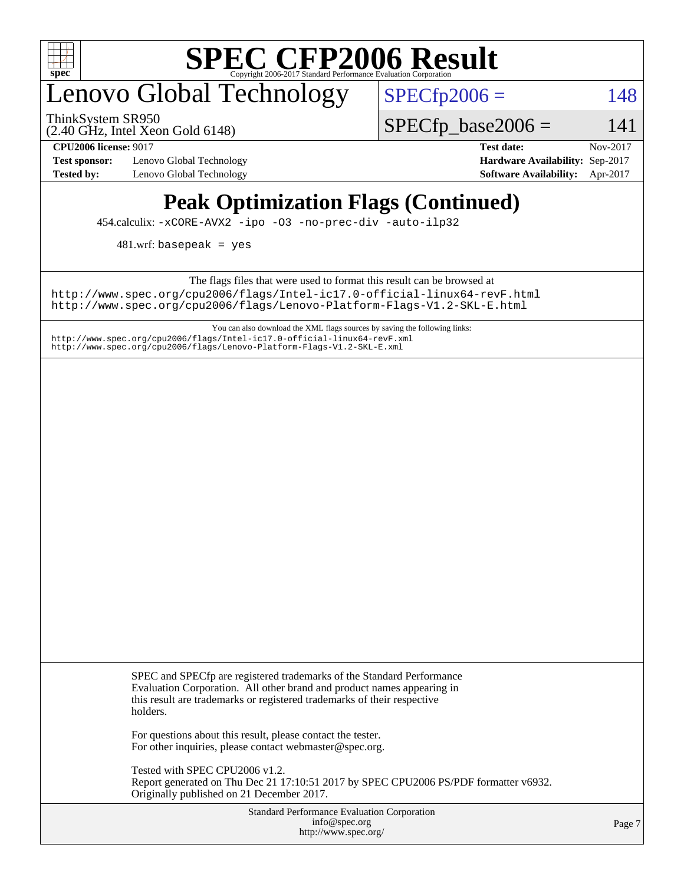# Peak Optimization Flags (Continued)

454.calculix: -xCORE-AVX2 -ipo -O3 -no-prec-div -auto-ilp32

481.wrf: basepeak = yes

The flags files that were used to format this result can be browsed at
http://www.spec.org/cpu2006/flags/Intel-ic17.0-official-linux64-revF.html
http://www.spec.org/cpu2006/flags/Lenovo-Platform-Flags-V1.2-SKL-E.html

You can also download the XML flags sources by saving the following links:
http://www.spec.org/cpu2006/flags/Intel-ic17.0-official-linux64-revF.xml
http://www.spec.org/cpu2006/flags/Lenovo-Platform-Flags-V1.2-SKL-E.xml

SPEC and SPECfp are registered trademarks of the Standard Performance Evaluation Corporation. All other brand and product names appearing in this result are trademarks or registered trademarks of their respective holders.

For questions about this result, please contact the tester.
For other inquiries, please contact webmaster@spec.org.

Tested with SPEC CPU2006 v1.2.
Report generated on Thu Dec 21 17:10:51 2017 by SPEC CPU2006 PS/PDF formatter v6932.
Originally published on 21 December 2017.